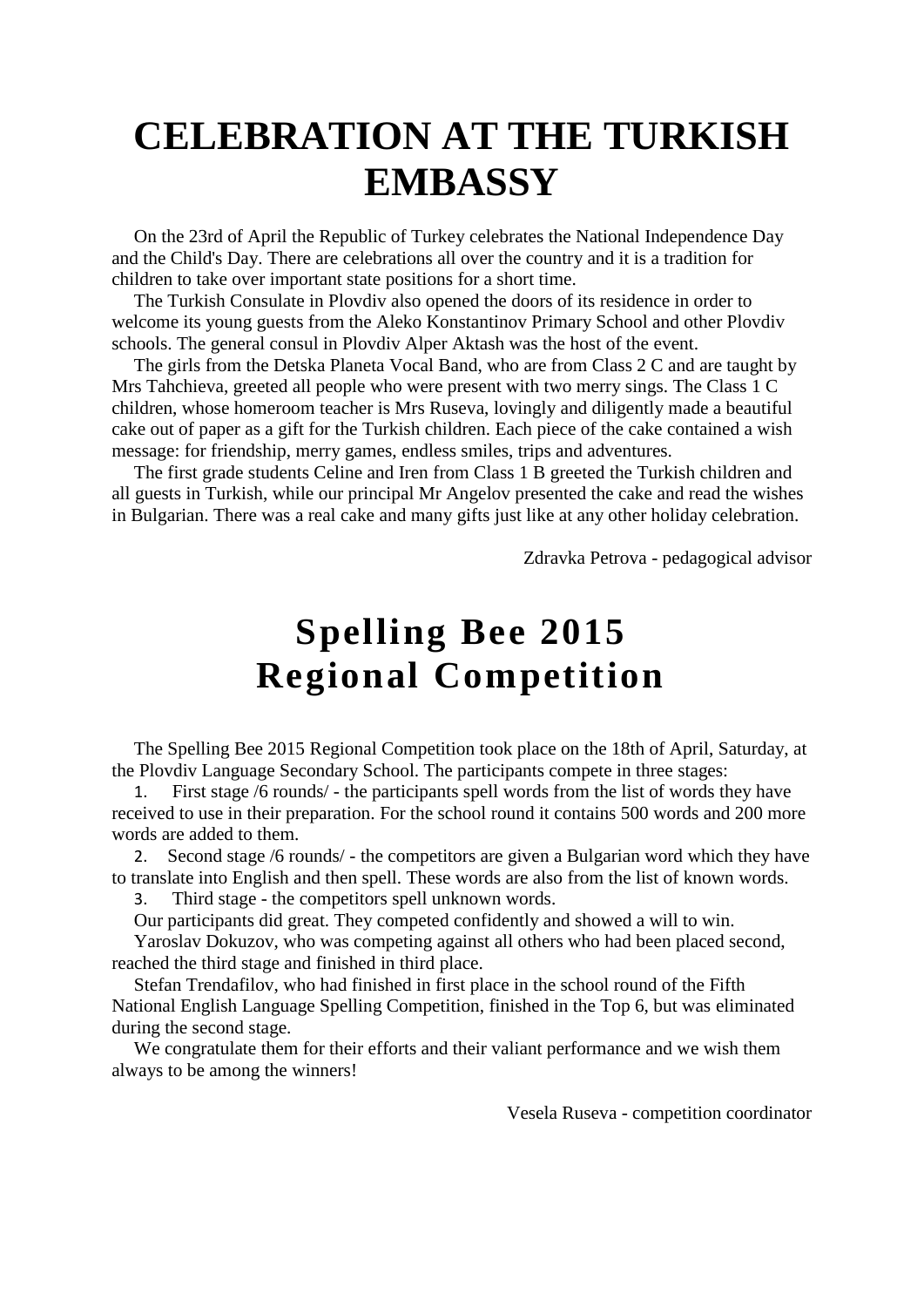# CELEBRATION AT THE TURKISH EMBASSY

On the 23rd of April the Republic of Turkey celebrates the National Independence Day and the Child's Day. There are celebrations all over the country and it is a tradition for children to take over important state positions for a short time.

The Turkish Consulate in Plovdiv also opened the doors of its residence in order to welcome its young guests from the Aleko Konstantinov Primary School and other Plovdiv schools. The general consul in Plovdiv Alper Aktash was the host of the event.

The girls from the Detska Planeta Vocal Band, who are from Class 2 C and are taught by Mrs Tahchieva, greeted all people who were present with two merry sings. The Class 1 C children, whose homeroom teacher is Mrs Ruseva, lovingly and diligently made a beautiful cake out of paper as a gift for the Turkish children. Each piece of the cake contained a wish message: for friendship, merry games, endless smiles, trips and adventures.

The first grade students Celine and Iren from Class 1 B greeted the Turkish children and all guests in Turkish, while our principal Mr Angelov presented the cake and read the wishes in Bulgarian. There was a real cake and many gifts just like at any other holiday celebration.

Zdravka Petrova - pedagogical advisor

# Spelling Bee 2015 Regional Competition

The Spelling Bee 2015 Regional Competition took place on the 18th of April, Saturday, at the Plovdiv Language Secondary School. The participants compete in three stages:

1. First stage /6 rounds/ - the participants spell words from the list of words they have received to use in their preparation. For the school round it contains 500 words and 200 more words are added to them.
2. Second stage /6 rounds/ - the competitors are given a Bulgarian word which they have to translate into English and then spell. These words are also from the list of known words.
3. Third stage - the competitors spell unknown words.

Our participants did great. They competed confidently and showed a will to win.

Yaroslav Dokuzov, who was competing against all others who had been placed second, reached the third stage and finished in third place.

Stefan Trendafilov, who had finished in first place in the school round of the Fifth National English Language Spelling Competition, finished in the Top 6, but was eliminated during the second stage.

We congratulate them for their efforts and their valiant performance and we wish them always to be among the winners!

Vesela Ruseva - competition coordinator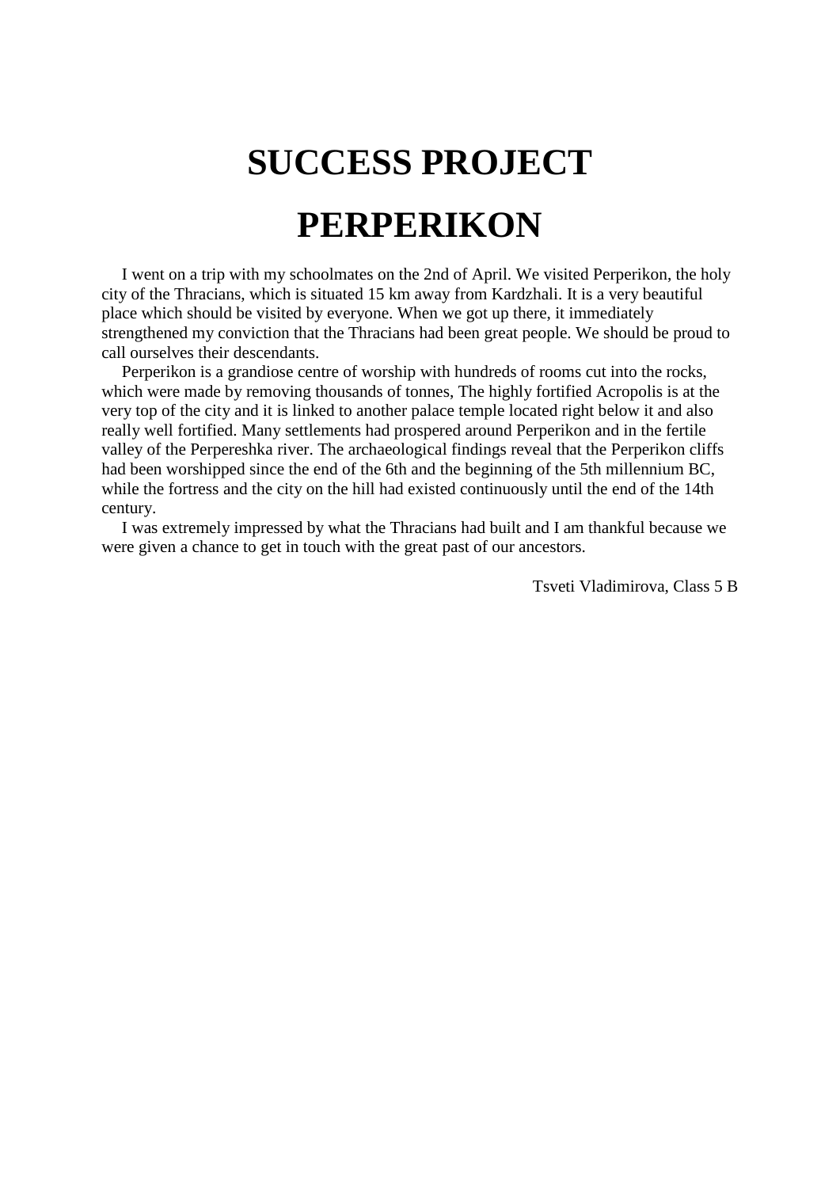# SUCCESS PROJECT

# PERPERIKON

I went on a trip with my schoolmates on the 2nd of April. We visited Perperikon, the holy city of the Thracians, which is situated 15 km away from Kardzhali. It is a very beautiful place which should be visited by everyone. When we got up there, it immediately strengthened my conviction that the Thracians had been great people. We should be proud to call ourselves their descendants.

Perperikon is a grandiose centre of worship with hundreds of rooms cut into the rocks, which were made by removing thousands of tonnes, The highly fortified Acropolis is at the very top of the city and it is linked to another palace temple located right below it and also really well fortified. Many settlements had prospered around Perperikon and in the fertile valley of the Perpereshka river. The archaeological findings reveal that the Perperikon cliffs had been worshipped since the end of the 6th and the beginning of the 5th millennium BC, while the fortress and the city on the hill had existed continuously until the end of the 14th century.

I was extremely impressed by what the Thracians had built and I am thankful because we were given a chance to get in touch with the great past of our ancestors.

Tsveti Vladimirova, Class 5 B